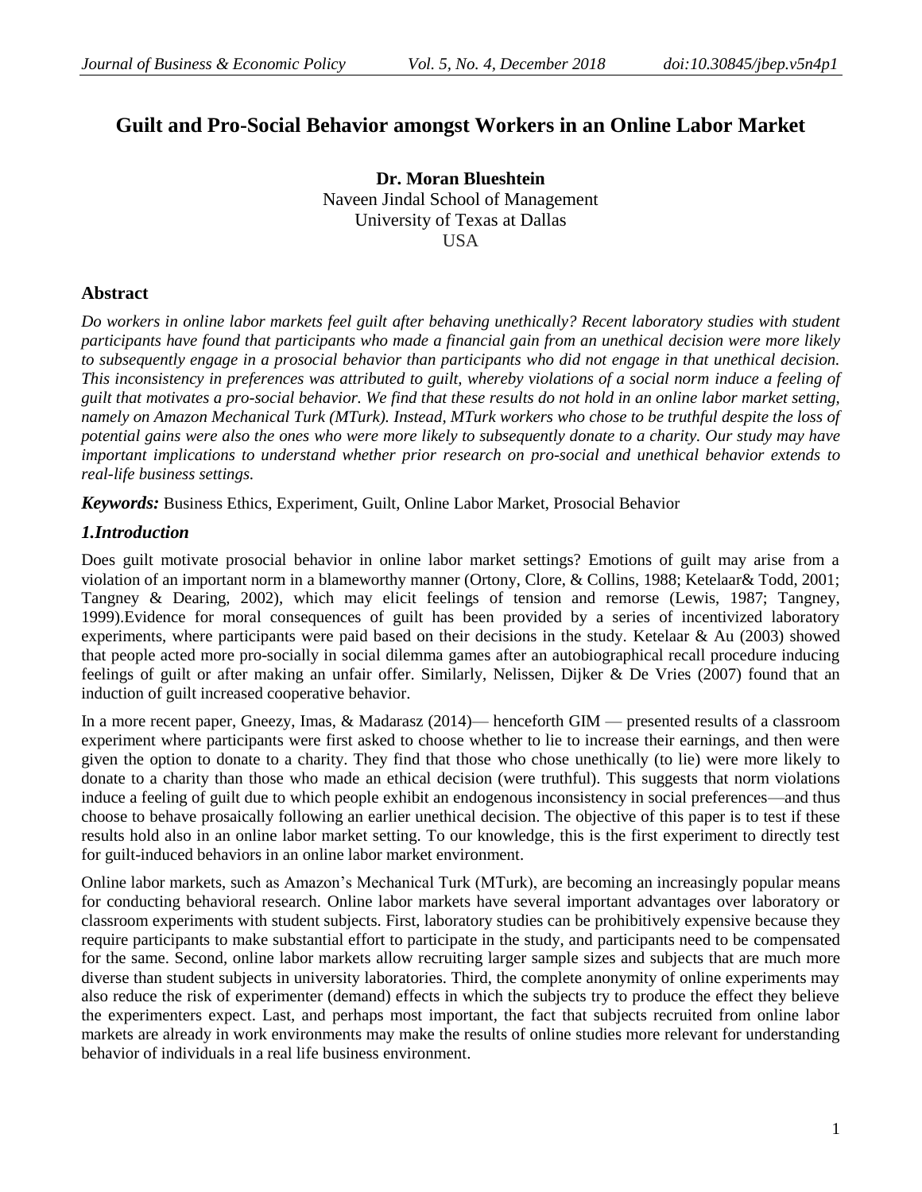# Guilt and Pro-Social Behavior amongst Workers in an Online Labor Market

**Dr. Moran Blueshtein**
Naveen Jindal School of Management
University of Texas at Dallas
USA

## Abstract

*Do workers in online labor markets feel guilt after behaving unethically? Recent laboratory studies with student participants have found that participants who made a financial gain from an unethical decision were more likely to subsequently engage in a prosocial behavior than participants who did not engage in that unethical decision. This inconsistency in preferences was attributed to guilt, whereby violations of a social norm induce a feeling of guilt that motivates a pro-social behavior. We find that these results do not hold in an online labor market setting, namely on Amazon Mechanical Turk (MTurk). Instead, MTurk workers who chose to be truthful despite the loss of potential gains were also the ones who were more likely to subsequently donate to a charity. Our study may have important implications to understand whether prior research on pro-social and unethical behavior extends to real-life business settings.*

***Keywords:*** Business Ethics, Experiment, Guilt, Online Labor Market, Prosocial Behavior

## *1.Introduction*

Does guilt motivate prosocial behavior in online labor market settings? Emotions of guilt may arise from a violation of an important norm in a blameworthy manner (Ortony, Clore, & Collins, 1988; Ketelaar& Todd, 2001; Tangney & Dearing, 2002), which may elicit feelings of tension and remorse (Lewis, 1987; Tangney, 1999).Evidence for moral consequences of guilt has been provided by a series of incentivized laboratory experiments, where participants were paid based on their decisions in the study. Ketelaar & Au (2003) showed that people acted more pro-socially in social dilemma games after an autobiographical recall procedure inducing feelings of guilt or after making an unfair offer. Similarly, Nelissen, Dijker & De Vries (2007) found that an induction of guilt increased cooperative behavior.

In a more recent paper, Gneezy, Imas, & Madarasz (2014)— henceforth GIM — presented results of a classroom experiment where participants were first asked to choose whether to lie to increase their earnings, and then were given the option to donate to a charity. They find that those who chose unethically (to lie) were more likely to donate to a charity than those who made an ethical decision (were truthful). This suggests that norm violations induce a feeling of guilt due to which people exhibit an endogenous inconsistency in social preferences—and thus choose to behave prosaically following an earlier unethical decision. The objective of this paper is to test if these results hold also in an online labor market setting. To our knowledge, this is the first experiment to directly test for guilt-induced behaviors in an online labor market environment.

Online labor markets, such as Amazon's Mechanical Turk (MTurk), are becoming an increasingly popular means for conducting behavioral research. Online labor markets have several important advantages over laboratory or classroom experiments with student subjects. First, laboratory studies can be prohibitively expensive because they require participants to make substantial effort to participate in the study, and participants need to be compensated for the same. Second, online labor markets allow recruiting larger sample sizes and subjects that are much more diverse than student subjects in university laboratories. Third, the complete anonymity of online experiments may also reduce the risk of experimenter (demand) effects in which the subjects try to produce the effect they believe the experimenters expect. Last, and perhaps most important, the fact that subjects recruited from online labor markets are already in work environments may make the results of online studies more relevant for understanding behavior of individuals in a real life business environment.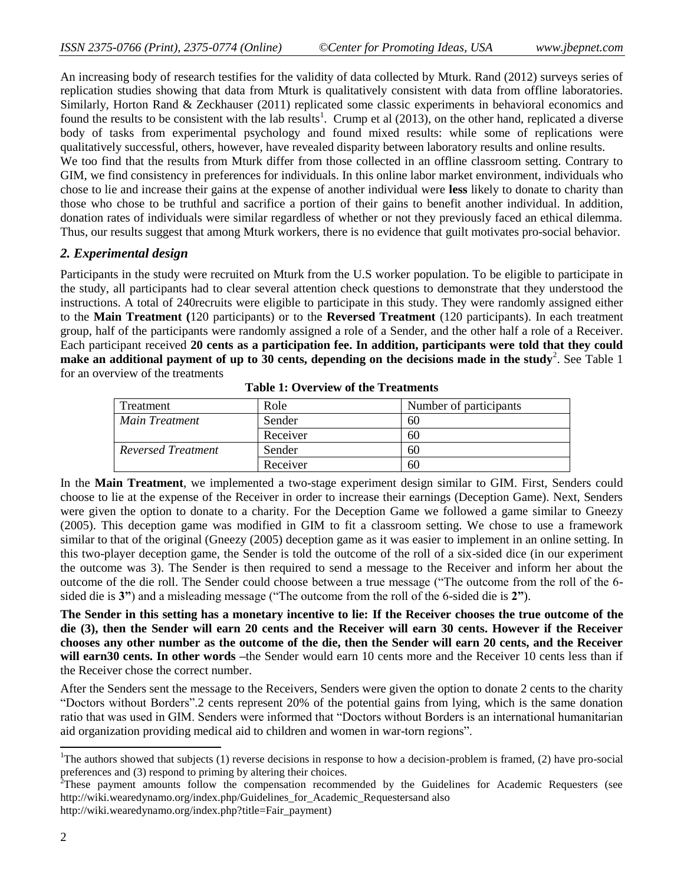An increasing body of research testifies for the validity of data collected by Mturk. Rand (2012) surveys series of replication studies showing that data from Mturk is qualitatively consistent with data from offline laboratories. Similarly, Horton Rand & Zeckhauser (2011) replicated some classic experiments in behavioral economics and found the results to be consistent with the lab results[1]. Crump et al (2013), on the other hand, replicated a diverse body of tasks from experimental psychology and found mixed results: while some of replications were qualitatively successful, others, however, have revealed disparity between laboratory results and online results.

We too find that the results from Mturk differ from those collected in an offline classroom setting. Contrary to GIM, we find consistency in preferences for individuals. In this online labor market environment, individuals who chose to lie and increase their gains at the expense of another individual were **less** likely to donate to charity than those who chose to be truthful and sacrifice a portion of their gains to benefit another individual. In addition, donation rates of individuals were similar regardless of whether or not they previously faced an ethical dilemma. Thus, our results suggest that among Mturk workers, there is no evidence that guilt motivates pro-social behavior.

## *2. Experimental design*

Participants in the study were recruited on Mturk from the U.S worker population. To be eligible to participate in the study, all participants had to clear several attention check questions to demonstrate that they understood the instructions. A total of 240recruits were eligible to participate in this study. They were randomly assigned either to the **Main Treatment (**120 participants) or to the **Reversed Treatment** (120 participants). In each treatment group, half of the participants were randomly assigned a role of a Sender, and the other half a role of a Receiver. Each participant received **20 cents as a participation fee. In addition, participants were told that they could make an additional payment of up to 30 cents, depending on the decisions made in the study**[2]. See Table 1 for an overview of the treatments

**Table 1: Overview of the Treatments**

| Treatment | Role | Number of participants |
|---|---|---|
| *Main Treatment* | Sender | 60 |
| | Receiver | 60 |
| *Reversed Treatment* | Sender | 60 |
| | Receiver | 60 |

In the **Main Treatment**, we implemented a two-stage experiment design similar to GIM. First, Senders could choose to lie at the expense of the Receiver in order to increase their earnings (Deception Game). Next, Senders were given the option to donate to a charity. For the Deception Game we followed a game similar to Gneezy (2005). This deception game was modified in GIM to fit a classroom setting. We chose to use a framework similar to that of the original (Gneezy (2005) deception game as it was easier to implement in an online setting. In this two-player deception game, the Sender is told the outcome of the roll of a six-sided dice (in our experiment the outcome was 3). The Sender is then required to send a message to the Receiver and inform her about the outcome of the die roll. The Sender could choose between a true message ("The outcome from the roll of the 6-sided die is **3"**) and a misleading message ("The outcome from the roll of the 6-sided die is **2"**).

**The Sender in this setting has a monetary incentive to lie: If the Receiver chooses the true outcome of the die (3), then the Sender will earn 20 cents and the Receiver will earn 30 cents. However if the Receiver chooses any other number as the outcome of the die, then the Sender will earn 20 cents, and the Receiver will earn30 cents. In other words –**the Sender would earn 10 cents more and the Receiver 10 cents less than if the Receiver chose the correct number.

After the Senders sent the message to the Receivers, Senders were given the option to donate 2 cents to the charity "Doctors without Borders".2 cents represent 20% of the potential gains from lying, which is the same donation ratio that was used in GIM. Senders were informed that "Doctors without Borders is an international humanitarian aid organization providing medical aid to children and women in war-torn regions".

---

[1]The authors showed that subjects (1) reverse decisions in response to how a decision-problem is framed, (2) have pro-social preferences and (3) respond to priming by altering their choices.

[2]These payment amounts follow the compensation recommended by the Guidelines for Academic Requesters (see http://wiki.wearedynamo.org/index.php/Guidelines_for_Academic_Requestersand also http://wiki.wearedynamo.org/index.php?title=Fair_payment)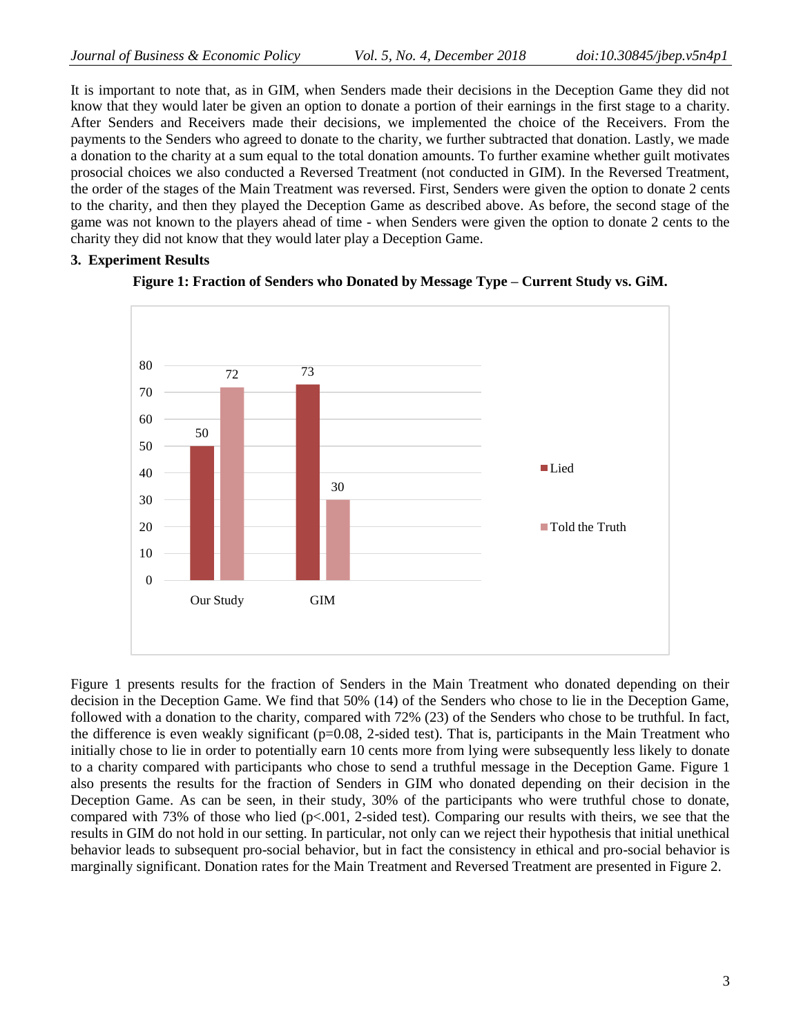It is important to note that, as in GIM, when Senders made their decisions in the Deception Game they did not know that they would later be given an option to donate a portion of their earnings in the first stage to a charity. After Senders and Receivers made their decisions, we implemented the choice of the Receivers. From the payments to the Senders who agreed to donate to the charity, we further subtracted that donation. Lastly, we made a donation to the charity at a sum equal to the total donation amounts. To further examine whether guilt motivates prosocial choices we also conducted a Reversed Treatment (not conducted in GIM). In the Reversed Treatment, the order of the stages of the Main Treatment was reversed. First, Senders were given the option to donate 2 cents to the charity, and then they played the Deception Game as described above. As before, the second stage of the game was not known to the players ahead of time - when Senders were given the option to donate 2 cents to the charity they did not know that they would later play a Deception Game.

## 3. Experiment Results

**Figure 1: Fraction of Senders who Donated by Message Type – Current Study vs. GiM.**

| | Lied | Told the Truth |
|---|---|---|
| Our Study | 50 | 72 |
| GIM | 73 | 30 |

Figure 1 presents results for the fraction of Senders in the Main Treatment who donated depending on their decision in the Deception Game. We find that 50% (14) of the Senders who chose to lie in the Deception Game, followed with a donation to the charity, compared with 72% (23) of the Senders who chose to be truthful. In fact, the difference is even weakly significant ($p=0.08$, 2-sided test). That is, participants in the Main Treatment who initially chose to lie in order to potentially earn 10 cents more from lying were subsequently less likely to donate to a charity compared with participants who chose to send a truthful message in the Deception Game. Figure 1 also presents the results for the fraction of Senders in GIM who donated depending on their decision in the Deception Game. As can be seen, in their study, 30% of the participants who were truthful chose to donate, compared with 73% of those who lied ($p<.001$, 2-sided test). Comparing our results with theirs, we see that the results in GIM do not hold in our setting. In particular, not only can we reject their hypothesis that initial unethical behavior leads to subsequent pro-social behavior, but in fact the consistency in ethical and pro-social behavior is marginally significant. Donation rates for the Main Treatment and Reversed Treatment are presented in Figure 2.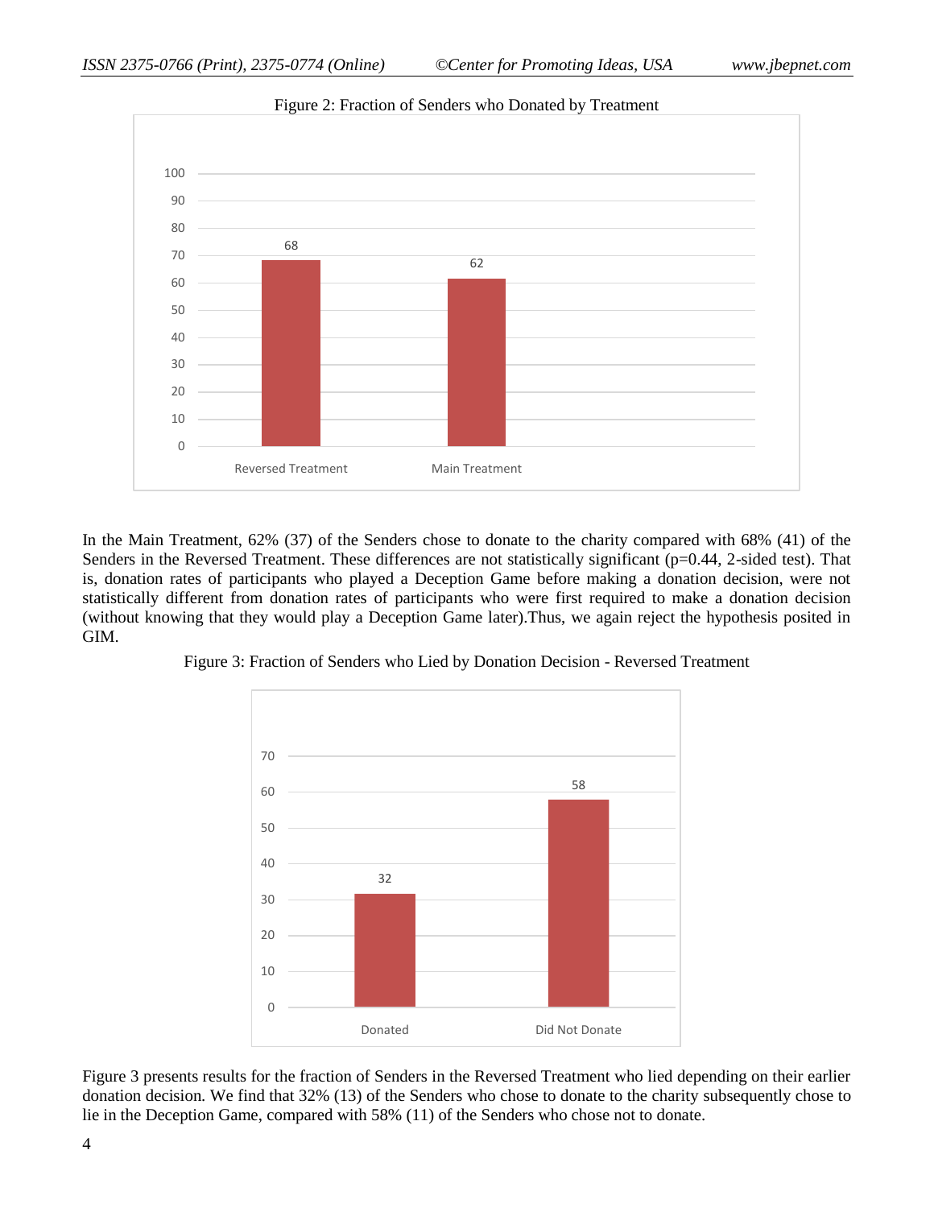Figure 2: Fraction of Senders who Donated by Treatment

In the Main Treatment, 62% (37) of the Senders chose to donate to the charity compared with 68% (41) of the Senders in the Reversed Treatment. These differences are not statistically significant (p=0.44, 2-sided test). That is, donation rates of participants who played a Deception Game before making a donation decision, were not statistically different from donation rates of participants who were first required to make a donation decision (without knowing that they would play a Deception Game later).Thus, we again reject the hypothesis posited in GIM.

Figure 3: Fraction of Senders who Lied by Donation Decision - Reversed Treatment

Figure 3 presents results for the fraction of Senders in the Reversed Treatment who lied depending on their earlier donation decision. We find that 32% (13) of the Senders who chose to donate to the charity subsequently chose to lie in the Deception Game, compared with 58% (11) of the Senders who chose not to donate.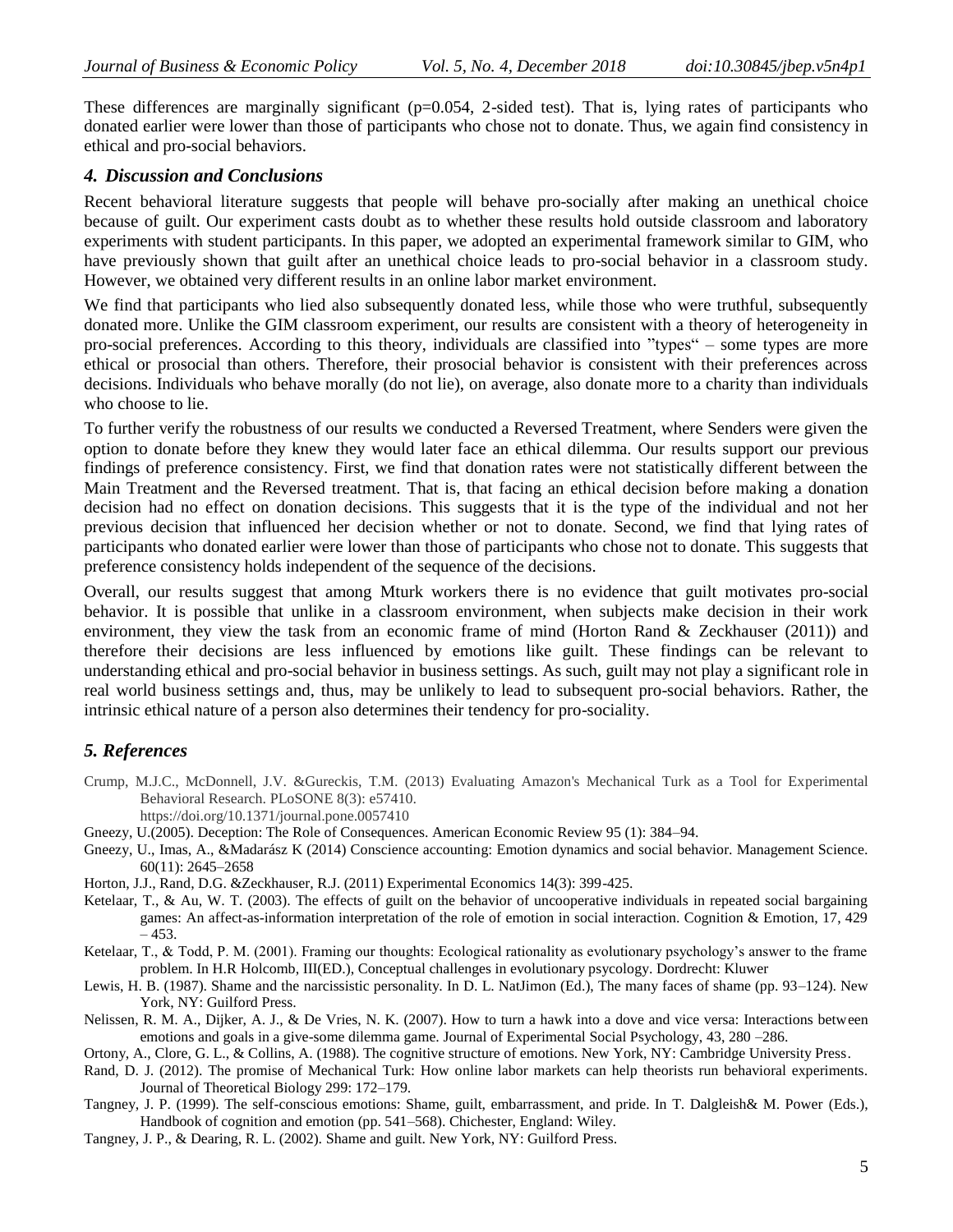These differences are marginally significant (p=0.054, 2-sided test). That is, lying rates of participants who donated earlier were lower than those of participants who chose not to donate. Thus, we again find consistency in ethical and pro-social behaviors.

## *4. Discussion and Conclusions*

Recent behavioral literature suggests that people will behave pro-socially after making an unethical choice because of guilt. Our experiment casts doubt as to whether these results hold outside classroom and laboratory experiments with student participants. In this paper, we adopted an experimental framework similar to GIM, who have previously shown that guilt after an unethical choice leads to pro-social behavior in a classroom study. However, we obtained very different results in an online labor market environment.

We find that participants who lied also subsequently donated less, while those who were truthful, subsequently donated more. Unlike the GIM classroom experiment, our results are consistent with a theory of heterogeneity in pro-social preferences. According to this theory, individuals are classified into "types" – some types are more ethical or prosocial than others. Therefore, their prosocial behavior is consistent with their preferences across decisions. Individuals who behave morally (do not lie), on average, also donate more to a charity than individuals who choose to lie.

To further verify the robustness of our results we conducted a Reversed Treatment, where Senders were given the option to donate before they knew they would later face an ethical dilemma. Our results support our previous findings of preference consistency. First, we find that donation rates were not statistically different between the Main Treatment and the Reversed treatment. That is, that facing an ethical decision before making a donation decision had no effect on donation decisions. This suggests that it is the type of the individual and not her previous decision that influenced her decision whether or not to donate. Second, we find that lying rates of participants who donated earlier were lower than those of participants who chose not to donate. This suggests that preference consistency holds independent of the sequence of the decisions.

Overall, our results suggest that among Mturk workers there is no evidence that guilt motivates pro-social behavior. It is possible that unlike in a classroom environment, when subjects make decision in their work environment, they view the task from an economic frame of mind (Horton Rand & Zeckhauser (2011)) and therefore their decisions are less influenced by emotions like guilt. These findings can be relevant to understanding ethical and pro-social behavior in business settings. As such, guilt may not play a significant role in real world business settings and, thus, may be unlikely to lead to subsequent pro-social behaviors. Rather, the intrinsic ethical nature of a person also determines their tendency for pro-sociality.

## *5. References*

Crump, M.J.C., McDonnell, J.V. &Gureckis, T.M. (2013) Evaluating Amazon's Mechanical Turk as a Tool for Experimental Behavioral Research. PLoSONE 8(3): e57410. https://doi.org/10.1371/journal.pone.0057410

Gneezy, U.(2005). Deception: The Role of Consequences. American Economic Review 95 (1): 384–94.

Gneezy, U., Imas, A., &Madarász K (2014) Conscience accounting: Emotion dynamics and social behavior. Management Science. 60(11): 2645–2658

Horton, J.J., Rand, D.G. &Zeckhauser, R.J. (2011) Experimental Economics 14(3): 399-425.

Ketelaar, T., & Au, W. T. (2003). The effects of guilt on the behavior of uncooperative individuals in repeated social bargaining games: An affect-as-information interpretation of the role of emotion in social interaction. Cognition & Emotion, 17, 429 – 453.

Ketelaar, T., & Todd, P. M. (2001). Framing our thoughts: Ecological rationality as evolutionary psychology's answer to the frame problem. In H.R Holcomb, III(ED.), Conceptual challenges in evolutionary psycology. Dordrecht: Kluwer

Lewis, H. B. (1987). Shame and the narcissistic personality. In D. L. NatJimon (Ed.), The many faces of shame (pp. 93–124). New York, NY: Guilford Press.

Nelissen, R. M. A., Dijker, A. J., & De Vries, N. K. (2007). How to turn a hawk into a dove and vice versa: Interactions between emotions and goals in a give-some dilemma game. Journal of Experimental Social Psychology, 43, 280 –286.

Ortony, A., Clore, G. L., & Collins, A. (1988). The cognitive structure of emotions. New York, NY: Cambridge University Press.

Rand, D. J. (2012). The promise of Mechanical Turk: How online labor markets can help theorists run behavioral experiments. Journal of Theoretical Biology 299: 172–179.

Tangney, J. P. (1999). The self-conscious emotions: Shame, guilt, embarrassment, and pride. In T. Dalgleish& M. Power (Eds.), Handbook of cognition and emotion (pp. 541–568). Chichester, England: Wiley.

Tangney, J. P., & Dearing, R. L. (2002). Shame and guilt. New York, NY: Guilford Press.